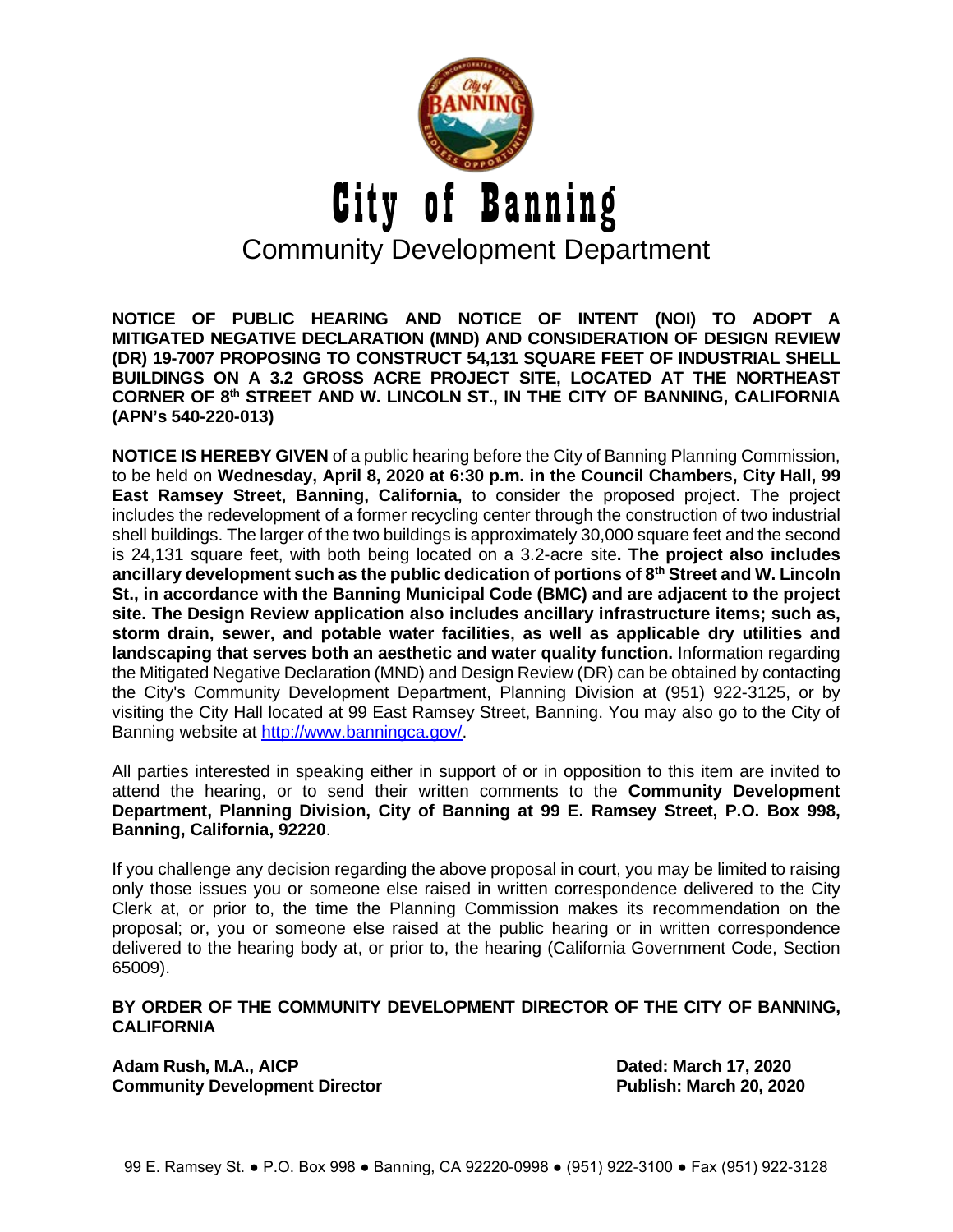# City of Banning

## Community Development Department

**NOTICE OF PUBLIC HEARING AND NOTICE OF INTENT (NOI) TO ADOPT A MITIGATED NEGATIVE DECLARATION (MND) AND CONSIDERATION OF DESIGN REVIEW (DR) 19-7007 PROPOSING TO CONSTRUCT 54,131 SQUARE FEET OF INDUSTRIAL SHELL BUILDINGS ON A 3.2 GROSS ACRE PROJECT SITE, LOCATED AT THE NORTHEAST CORNER OF 8th STREET AND W. LINCOLN ST., IN THE CITY OF BANNING, CALIFORNIA (APN's 540-220-013)**

**NOTICE IS HEREBY GIVEN** of a public hearing before the City of Banning Planning Commission, to be held on **Wednesday, April 8, 2020 at 6:30 p.m. in the Council Chambers, City Hall, 99 East Ramsey Street, Banning, California,** to consider the proposed project. The project includes the redevelopment of a former recycling center through the construction of two industrial shell buildings. The larger of the two buildings is approximately 30,000 square feet and the second is 24,131 square feet, with both being located on a 3.2-acre site**. The project also includes ancillary development such as the public dedication of portions of 8th Street and W. Lincoln St., in accordance with the Banning Municipal Code (BMC) and are adjacent to the project site. The Design Review application also includes ancillary infrastructure items; such as, storm drain, sewer, and potable water facilities, as well as applicable dry utilities and landscaping that serves both an aesthetic and water quality function.** Information regarding the Mitigated Negative Declaration (MND) and Design Review (DR) can be obtained by contacting the City's Community Development Department, Planning Division at (951) 922-3125, or by visiting the City Hall located at 99 East Ramsey Street, Banning. You may also go to the City of Banning website at http://www.banningca.gov/.

All parties interested in speaking either in support of or in opposition to this item are invited to attend the hearing, or to send their written comments to the **Community Development Department, Planning Division, City of Banning at 99 E. Ramsey Street, P.O. Box 998, Banning, California, 92220**.

If you challenge any decision regarding the above proposal in court, you may be limited to raising only those issues you or someone else raised in written correspondence delivered to the City Clerk at, or prior to, the time the Planning Commission makes its recommendation on the proposal; or, you or someone else raised at the public hearing or in written correspondence delivered to the hearing body at, or prior to, the hearing (California Government Code, Section 65009).

**BY ORDER OF THE COMMUNITY DEVELOPMENT DIRECTOR OF THE CITY OF BANNING, CALIFORNIA**

**Adam Rush, M.A., AICP**
**Community Development Director**

**Dated: March 17, 2020**
**Publish: March 20, 2020**

99 E. Ramsey St. ● P.O. Box 998 ● Banning, CA 92220-0998 ● (951) 922-3100 ● Fax (951) 922-3128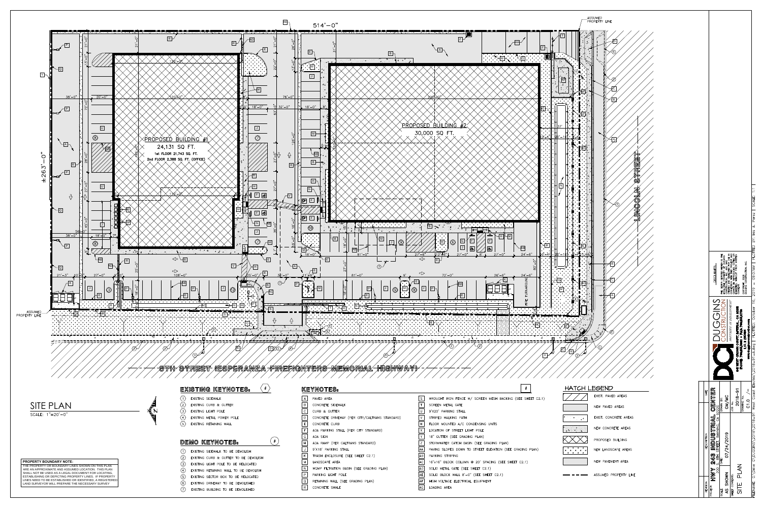## SITE PLAN

SCALE: 1"=20'-0"

PROPOSED BUILDING #1
24,131 SQ FT.
1st FLOOR 21,743 SQ. FT.
2nd FLOOR 2,388 SQ. FT. (OFFICE)

PROPOSED BUILDING #2
30,000 SQ FT.

LINCOLN STREET

8TH STREET (ESPERANZA FIREFIGHTERS MEMORIAL HIGHWAY)

514'-0"

±263'-0"

ASSUMED PROPERTY LINE

### EXISTING KEYNOTES:

1. EXISTING SIDEWALK
2. EXISTING CURB & GUTTER
3. EXISTING LIGHT POLE
4. EXISTING METAL POWER POLE
5. EXISTING RETAINING WALL

### DEMO KEYNOTES:

1. EXISTING SIDEWALK TO BE DEMOLISH
2. EXISTING CURB & GUTTER TO BE DEMOLISH
3. EXISTING LIGHT POLE TO BE RELOCATED
4. EXISTING RETAINING WALL TO BE DEMOLISH
5. EXISTING SECTOR BOX TO BE RELOCATED
6. EXISTING DRIVEWAY TO BE DEMOLISHED
7. EXISTING BUILDING TO BE DEMOLISHED

### KEYNOTES:

| | |
|---|---|
| A | PAVED AREA |
| B | CONCRETE SIDEWALK |
| C | CURB & GUTTER |
| D | CONCRETE DRIVEWAY (PER CITY/CALTRANS STANDARD) |
| E | CONCRETE CURB |
| F | ADA PARKING STALL (PER CITY STANDARD) |
| G | ADA SIGN |
| H | ADA RAMP (PER CALTRANS STANDARD) |
| J | 9'X18' PARKING STALL |
| K | TRASH ENCLOSURE (SEE SHEET C2.1) |
| M | LANDSCAPE AREA |
| N | WQMP FILTRATION BASIN (SEE GRADING PLAN) |
| P | PARKING LIGHT POLE |
| Q | RETAINING WALL (SEE GRADING PLAN) |
| R | CONCRETE SWALE |
| S | WROUGHT IRON FENCE W/ SCREEN MESH BACKING (SEE SHEET C2.1) |
| T | SCREEN METAL GATE |
| U | 9'X20' PARKING STALL |
| V | STRIPED WALKING PATH |
| W | FLOOR MOUNTED A/C CONDENSING UNITS |
| X | LOCATION OF STREET LIGHT POLE |
| Y | 18" GUTTER (SEE GRADING PLAN) |
| Z | STORMWATER CATCH BASIN (SEE GRADING PLAN) |
| AA | PAVING SLOPES DOWN TO STREET ELEVATION (SEE GRADING PLAN) |
| AB | PARKING STRIPING |
| AC | 16"x16" BLOCK COLUMN @ 20' SPACING (SEE SHEET C2.1) |
| AD | SOLID METAL GATE (SEE SHEET C2.1) |
| AE | SOLID BLOCK WALL 8'-0" (SEE SHEET C2.1) |
| AF | HIGH VOLTAGE ELECTRICAL EQUIPMENT |
| AG | LOADING AREA |

### HATCH LEGEND

- EXIST. PAVED AREAS
- NEW PAVED AREAS
- EXIST. CONCRETE AREAS
- NEW CONCRETE AREAS
- PROPOSED BUILDING
- NEW LANDSCAPE AREAS
- NEW PAVEMENT AREA
- ASSUMED PROPERTY LINE

**PROPERTY BOUNDARY NOTE:**
THE PROPERTY OR BOUNDARY LINES SHOWN ON THIS PLAN ARE AN APPROXIMATE AND ASSUMED LOCATION. THIS PLAN SHALL NOT BE USED AS A LEGAL DOCUMENT FOR LOCATING, ESTABLISHING OR DEPICTING PROPERTY LINES. IF PROPERTY LINES NEED TO BE ESTABLISHED OR IDENTIFIED, A REGISTERED LAND SURVEYOR WILL PREPARE THE NECESSARY SURVEY

PROJECT: HWY 243 INDUSTRIAL CENTER
SCALE: AS SHOWN
DRAWN BY: GM/MC
DATE: 07/24/2019
JOB No. 2018-91
SHEET CONTENTS: SITE PLAN
DRAWING No. C1.0

DUGGINS CONSTRUCTION
PARTNERS IN DEVELOPMENT

FILENAME: C:\Users\...\2018-91 West Coast Electric\2018-91-C1.dwg | PLOTTED: October 16, 2019 | PLOTTED BY: Iris A. Perez | SCALE: 1:1